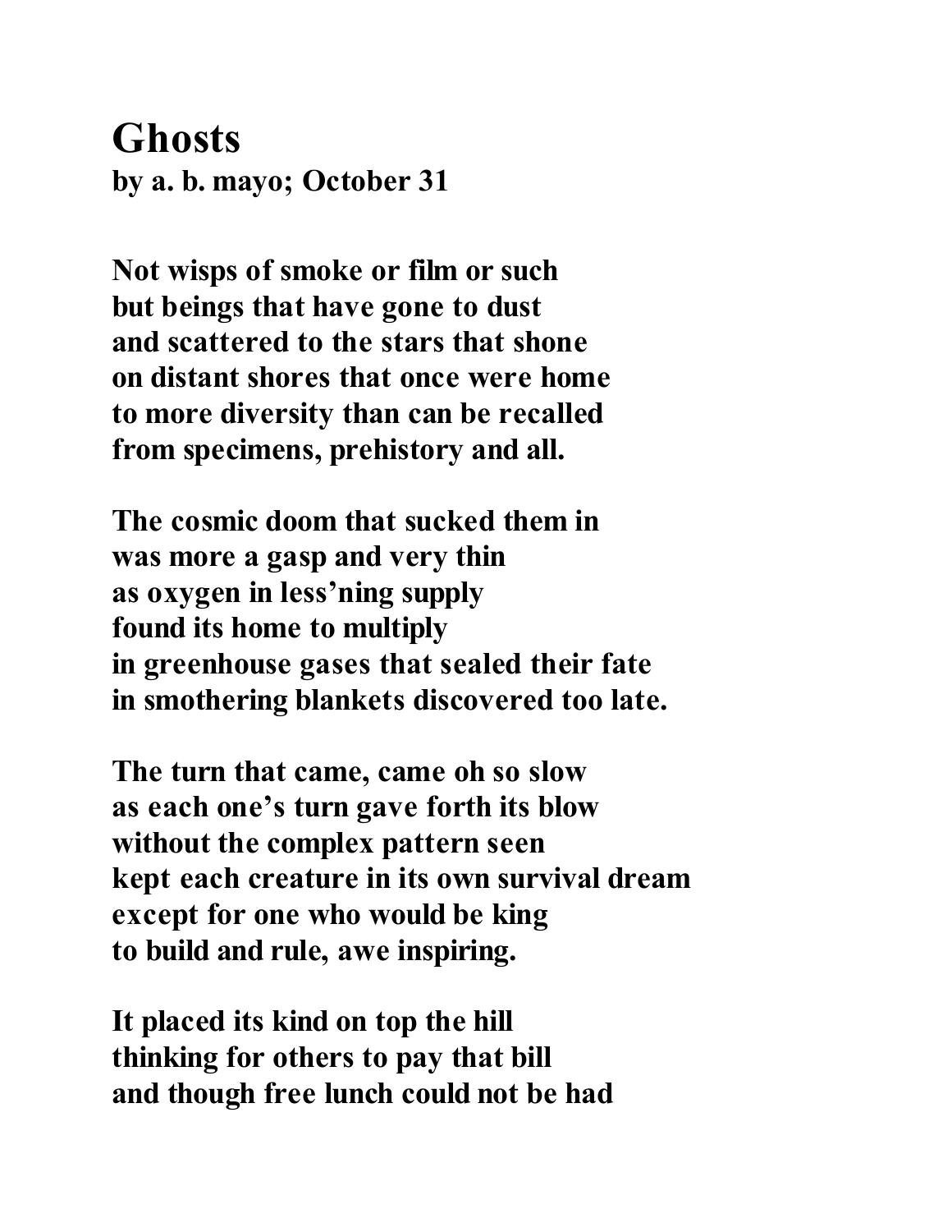# Ghosts

**by a. b. mayo; October 31**

**Not wisps of smoke or film or such**
**but beings that have gone to dust**
**and scattered to the stars that shone**
**on distant shores that once were home**
**to more diversity than can be recalled**
**from specimens, prehistory and all.**

**The cosmic doom that sucked them in**
**was more a gasp and very thin**
**as oxygen in less'ning supply**
**found its home to multiply**
**in greenhouse gases that sealed their fate**
**in smothering blankets discovered too late.**

**The turn that came, came oh so slow**
**as each one's turn gave forth its blow**
**without the complex pattern seen**
**kept each creature in its own survival dream**
**except for one who would be king**
**to build and rule, awe inspiring.**

**It placed its kind on top the hill**
**thinking for others to pay that bill**
**and though free lunch could not be had**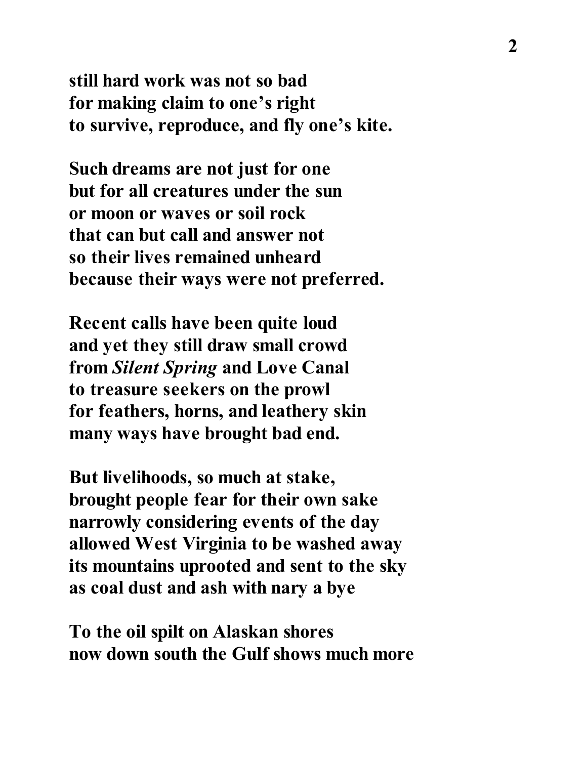**still hard work was not so bad**
**for making claim to one's right**
**to survive, reproduce, and fly one's kite.**

**Such dreams are not just for one**
**but for all creatures under the sun**
**or moon or waves or soil rock**
**that can but call and answer not**
**so their lives remained unheard**
**because their ways were not preferred.**

**Recent calls have been quite loud**
**and yet they still draw small crowd**
**from *Silent Spring* and Love Canal**
**to treasure seekers on the prowl**
**for feathers, horns, and leathery skin**
**many ways have brought bad end.**

**But livelihoods, so much at stake,**
**brought people fear for their own sake**
**narrowly considering events of the day**
**allowed West Virginia to be washed away**
**its mountains uprooted and sent to the sky**
**as coal dust and ash with nary a bye**

**To the oil spilt on Alaskan shores**
**now down south the Gulf shows much more**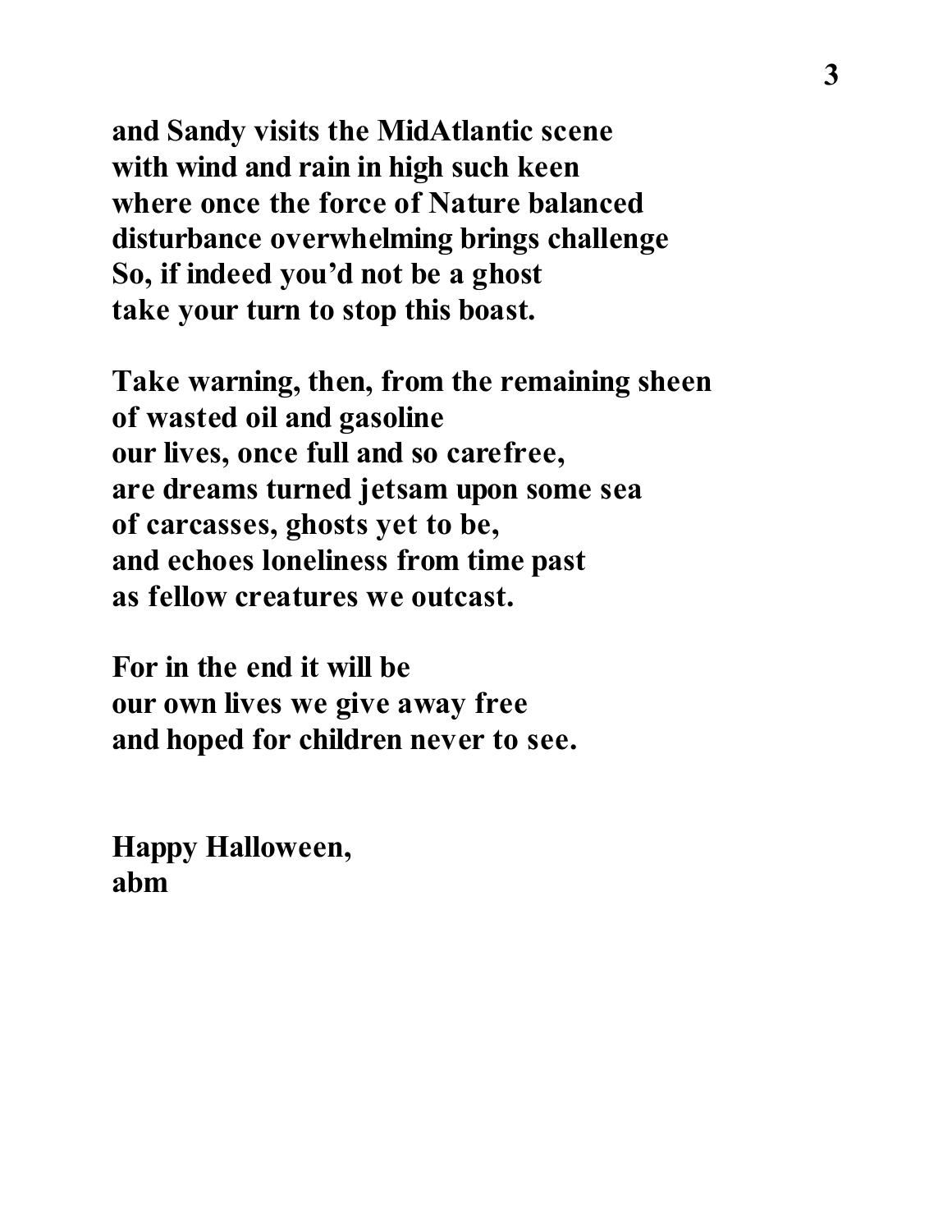**and Sandy visits the MidAtlantic scene**
**with wind and rain in high such keen**
**where once the force of Nature balanced**
**disturbance overwhelming brings challenge**
**So, if indeed you'd not be a ghost**
**take your turn to stop this boast.**

**Take warning, then, from the remaining sheen**
**of wasted oil and gasoline**
**our lives, once full and so carefree,**
**are dreams turned jetsam upon some sea**
**of carcasses, ghosts yet to be,**
**and echoes loneliness from time past**
**as fellow creatures we outcast.**

**For in the end it will be**
**our own lives we give away free**
**and hoped for children never to see.**

**Happy Halloween,**
**abm**